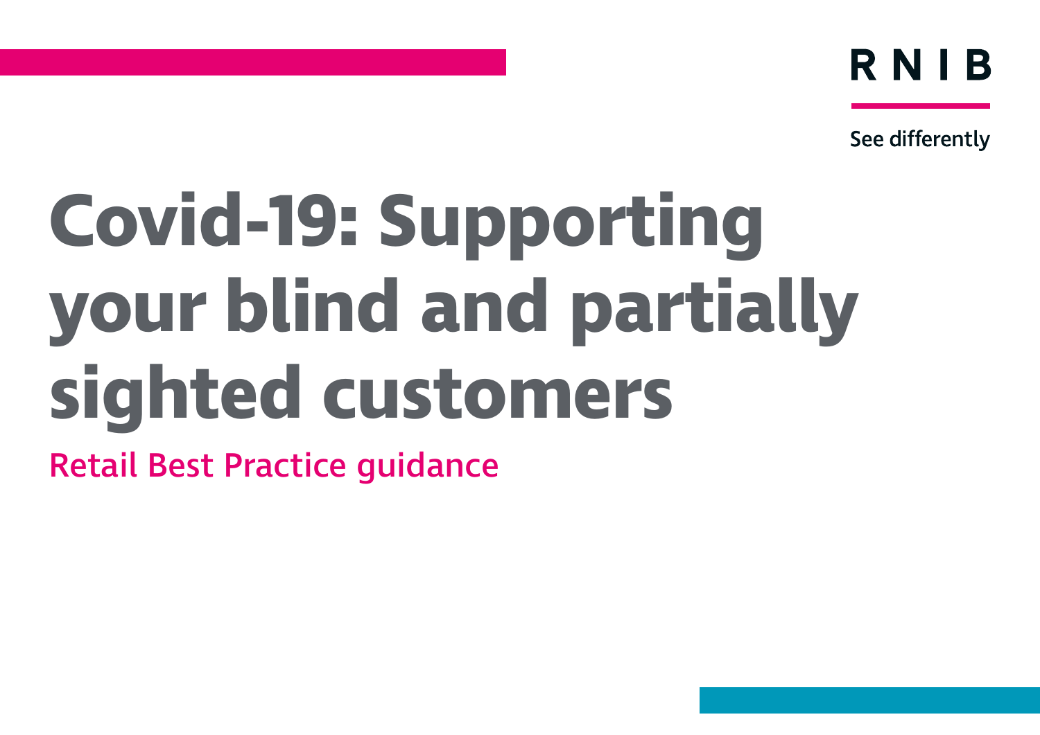RNIB

See differently

# Covid-19: Supporting your blind and partially sighted customers

## Retail Best Practice guidance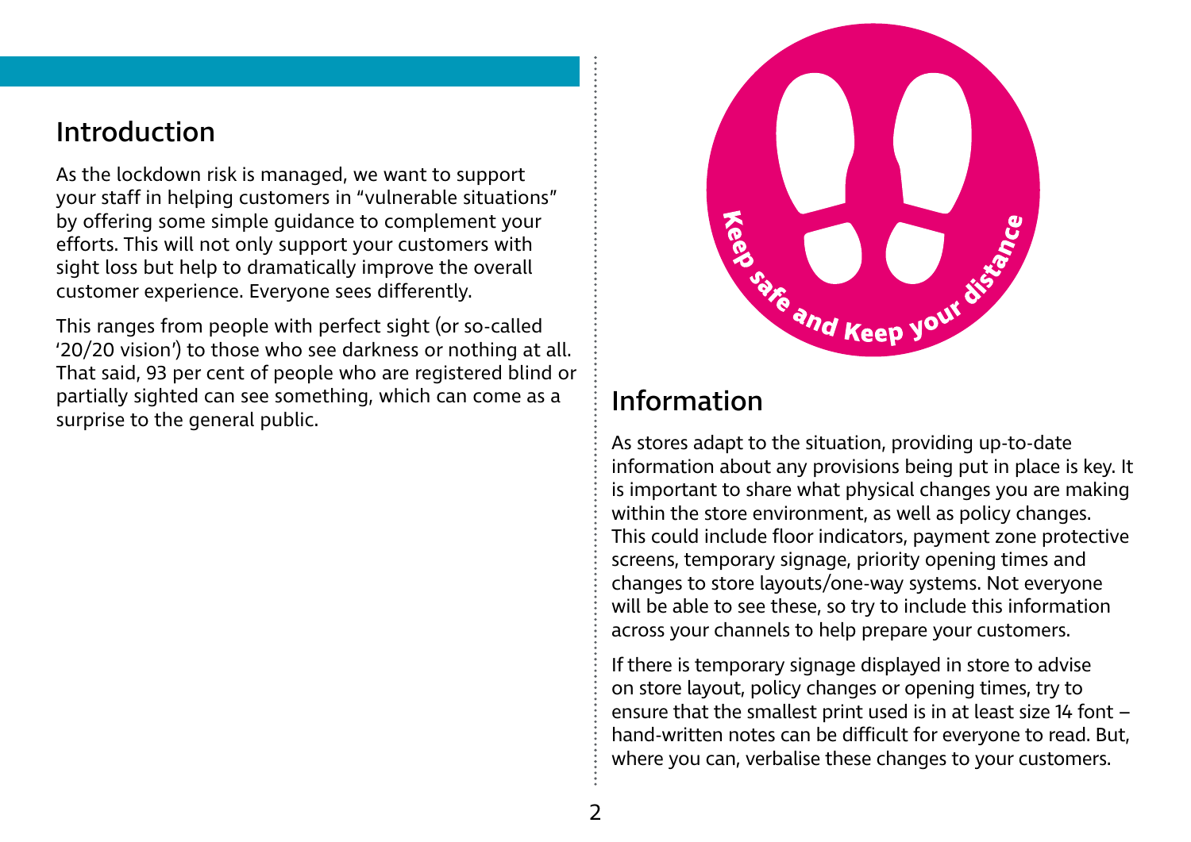## Introduction

As the lockdown risk is managed, we want to support your staff in helping customers in "vulnerable situations" by offering some simple guidance to complement your efforts. This will not only support your customers with sight loss but help to dramatically improve the overall customer experience. Everyone sees differently.

This ranges from people with perfect sight (or so-called '20/20 vision') to those who see darkness or nothing at all. That said, 93 per cent of people who are registered blind or partially sighted can see something, which can come as a surprise to the general public.

Keep safe and Keep your distance

## Information

As stores adapt to the situation, providing up-to-date information about any provisions being put in place is key. It is important to share what physical changes you are making within the store environment, as well as policy changes. This could include floor indicators, payment zone protective screens, temporary signage, priority opening times and changes to store layouts/one-way systems. Not everyone will be able to see these, so try to include this information across your channels to help prepare your customers.

If there is temporary signage displayed in store to advise on store layout, policy changes or opening times, try to ensure that the smallest print used is in at least size 14 font – hand-written notes can be difficult for everyone to read. But, where you can, verbalise these changes to your customers.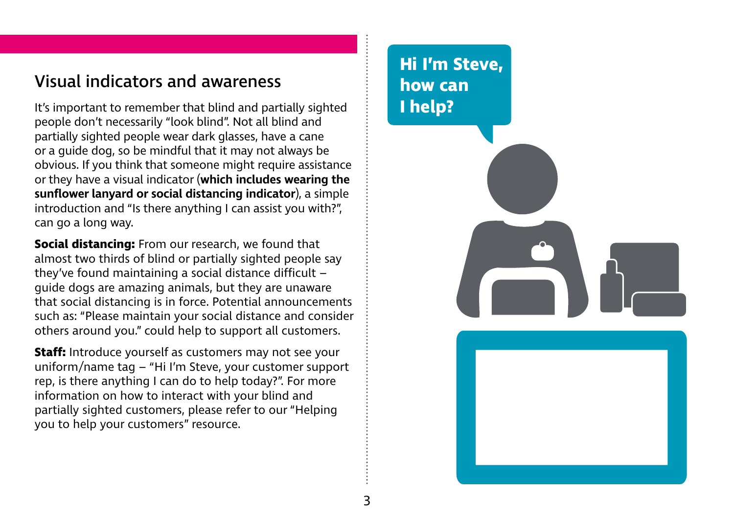## Visual indicators and awareness

It's important to remember that blind and partially sighted people don't necessarily "look blind". Not all blind and partially sighted people wear dark glasses, have a cane or a guide dog, so be mindful that it may not always be obvious. If you think that someone might require assistance or they have a visual indicator (**which includes wearing the sunflower lanyard or social distancing indicator**), a simple introduction and "Is there anything I can assist you with?", can go a long way.

**Social distancing:** From our research, we found that almost two thirds of blind or partially sighted people say they've found maintaining a social distance difficult – guide dogs are amazing animals, but they are unaware that social distancing is in force. Potential announcements such as: "Please maintain your social distance and consider others around you." could help to support all customers.

**Staff:** Introduce yourself as customers may not see your uniform/name tag – "Hi I'm Steve, your customer support rep, is there anything I can do to help today?". For more information on how to interact with your blind and partially sighted customers, please refer to our "Helping you to help your customers" resource.

**Hi I'm Steve, how can I help?**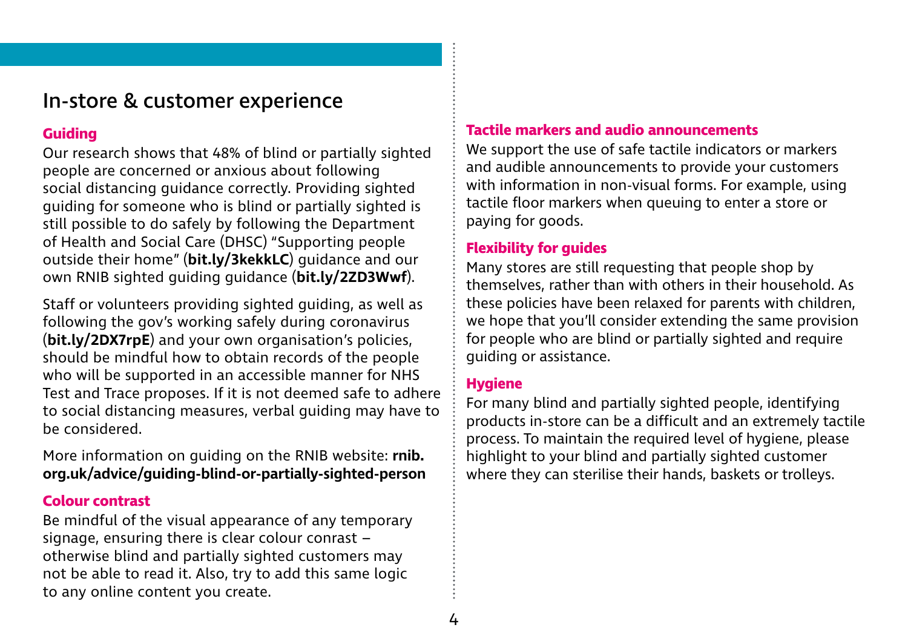## In-store & customer experience

### Guiding

Our research shows that 48% of blind or partially sighted people are concerned or anxious about following social distancing guidance correctly. Providing sighted guiding for someone who is blind or partially sighted is still possible to do safely by following the Department of Health and Social Care (DHSC) "Supporting people outside their home" (**bit.ly/3kekkLC**) guidance and our own RNIB sighted guiding guidance (**bit.ly/2ZD3Wwf**).

Staff or volunteers providing sighted guiding, as well as following the gov's working safely during coronavirus (**bit.ly/2DX7rpE**) and your own organisation's policies, should be mindful how to obtain records of the people who will be supported in an accessible manner for NHS Test and Trace proposes. If it is not deemed safe to adhere to social distancing measures, verbal guiding may have to be considered.

More information on guiding on the RNIB website: **rnib.org.uk/advice/guiding-blind-or-partially-sighted-person**

### Colour contrast

Be mindful of the visual appearance of any temporary signage, ensuring there is clear colour conrast – otherwise blind and partially sighted customers may not be able to read it. Also, try to add this same logic to any online content you create.

### Tactile markers and audio announcements

We support the use of safe tactile indicators or markers and audible announcements to provide your customers with information in non-visual forms. For example, using tactile floor markers when queuing to enter a store or paying for goods.

### Flexibility for guides

Many stores are still requesting that people shop by themselves, rather than with others in their household. As these policies have been relaxed for parents with children, we hope that you'll consider extending the same provision for people who are blind or partially sighted and require guiding or assistance.

### Hygiene

For many blind and partially sighted people, identifying products in-store can be a difficult and an extremely tactile process. To maintain the required level of hygiene, please highlight to your blind and partially sighted customer where they can sterilise their hands, baskets or trolleys.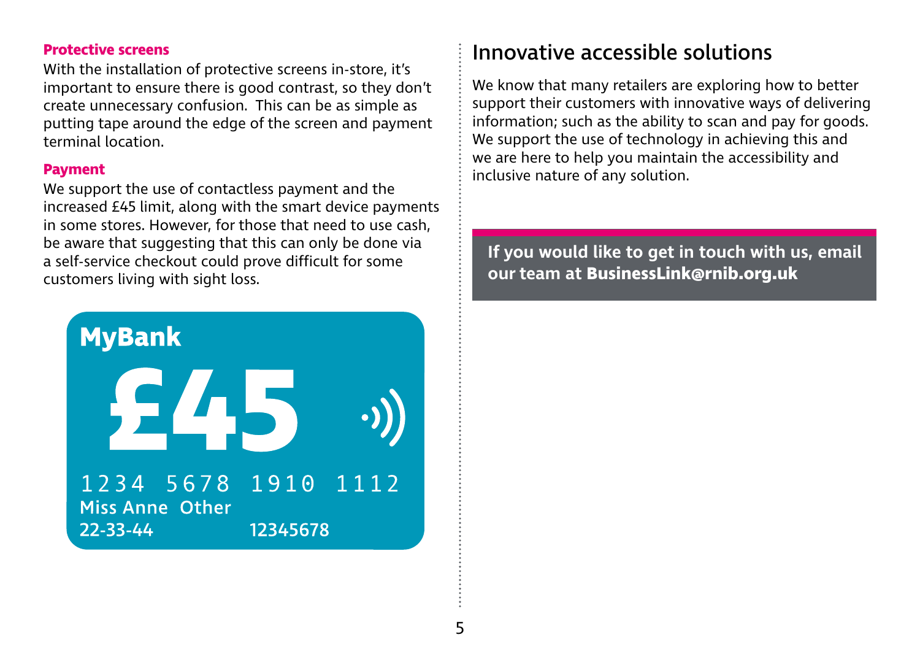### Protective screens

With the installation of protective screens in-store, it's important to ensure there is good contrast, so they don't create unnecessary confusion. This can be as simple as putting tape around the edge of the screen and payment terminal location.

### Payment

We support the use of contactless payment and the increased £45 limit, along with the smart device payments in some stores. However, for those that need to use cash, be aware that suggesting that this can only be done via a self-service checkout could prove difficult for some customers living with sight loss.

## Innovative accessible solutions

We know that many retailers are exploring how to better support their customers with innovative ways of delivering information; such as the ability to scan and pay for goods. We support the use of technology in achieving this and we are here to help you maintain the accessibility and inclusive nature of any solution.

**If you would like to get in touch with us, email our team at BusinessLink@rnib.org.uk**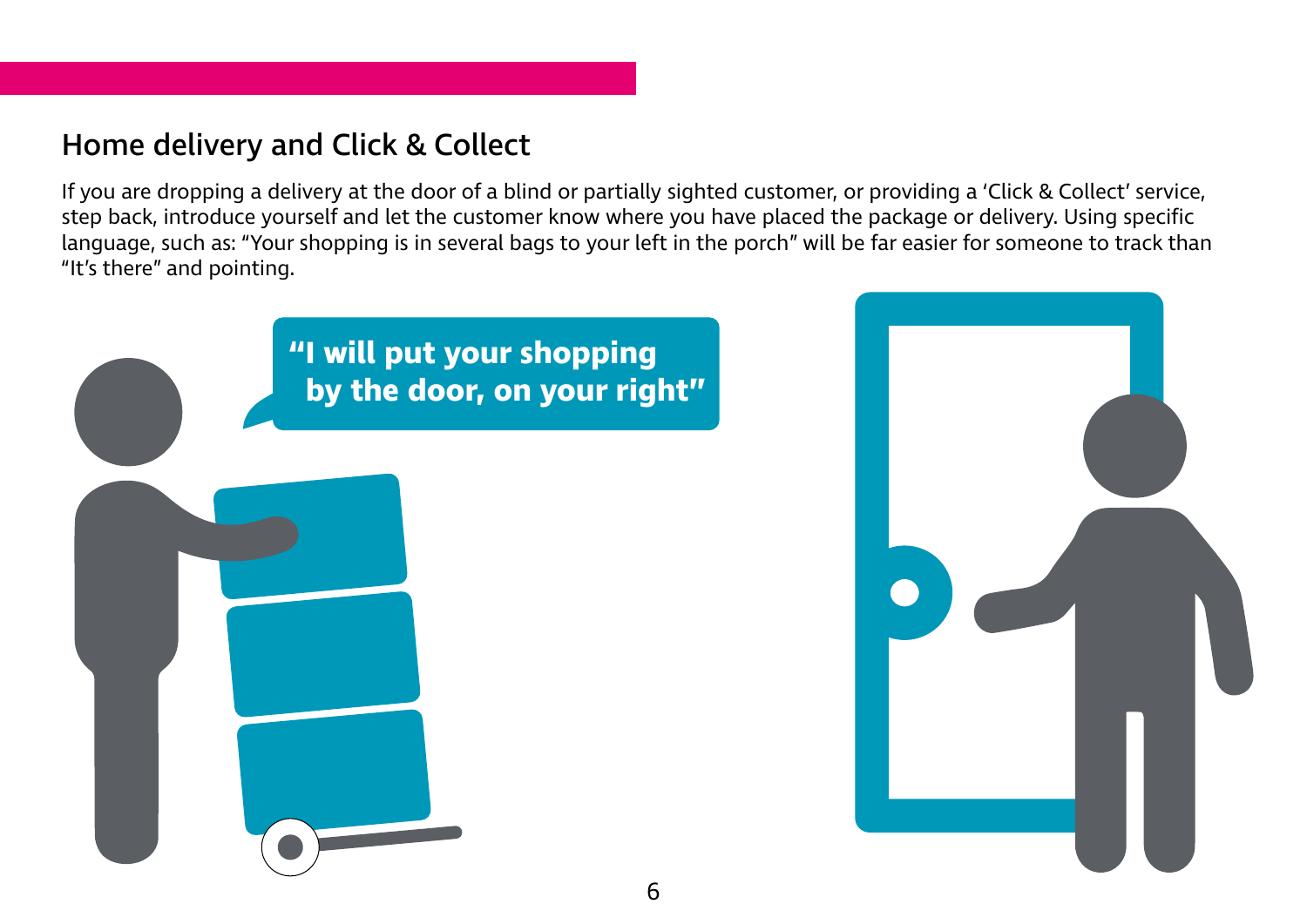## Home delivery and Click & Collect

If you are dropping a delivery at the door of a blind or partially sighted customer, or providing a 'Click & Collect' service, step back, introduce yourself and let the customer know where you have placed the package or delivery. Using specific language, such as: "Your shopping is in several bags to your left in the porch" will be far easier for someone to track than "It's there" and pointing.

**"I will put your shopping by the door, on your right"**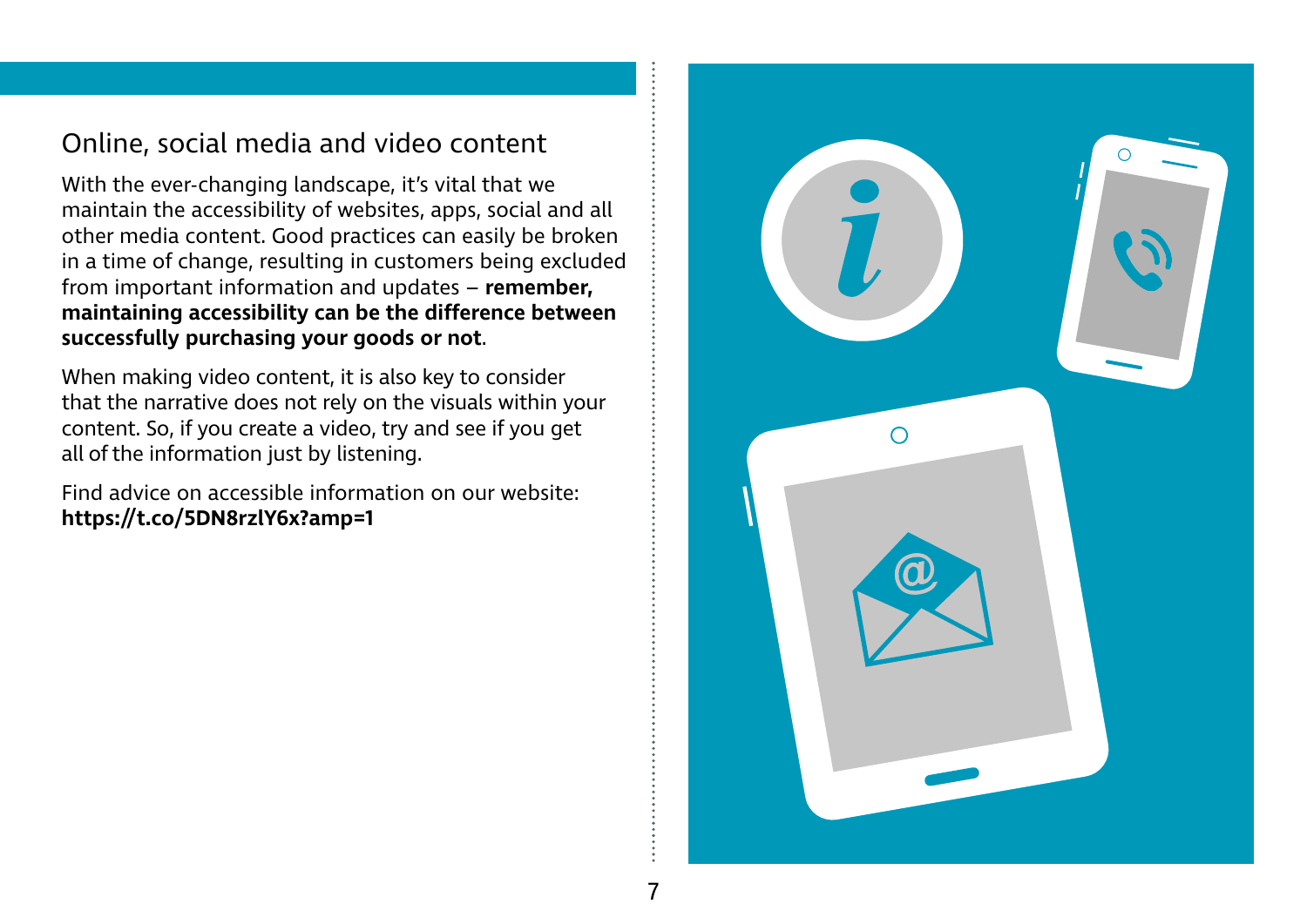## Online, social media and video content

With the ever-changing landscape, it's vital that we maintain the accessibility of websites, apps, social and all other media content. Good practices can easily be broken in a time of change, resulting in customers being excluded from important information and updates – **remember, maintaining accessibility can be the difference between successfully purchasing your goods or not**.

When making video content, it is also key to consider that the narrative does not rely on the visuals within your content. So, if you create a video, try and see if you get all of the information just by listening.

Find advice on accessible information on our website:
**https://t.co/5DN8rzlY6x?amp=1**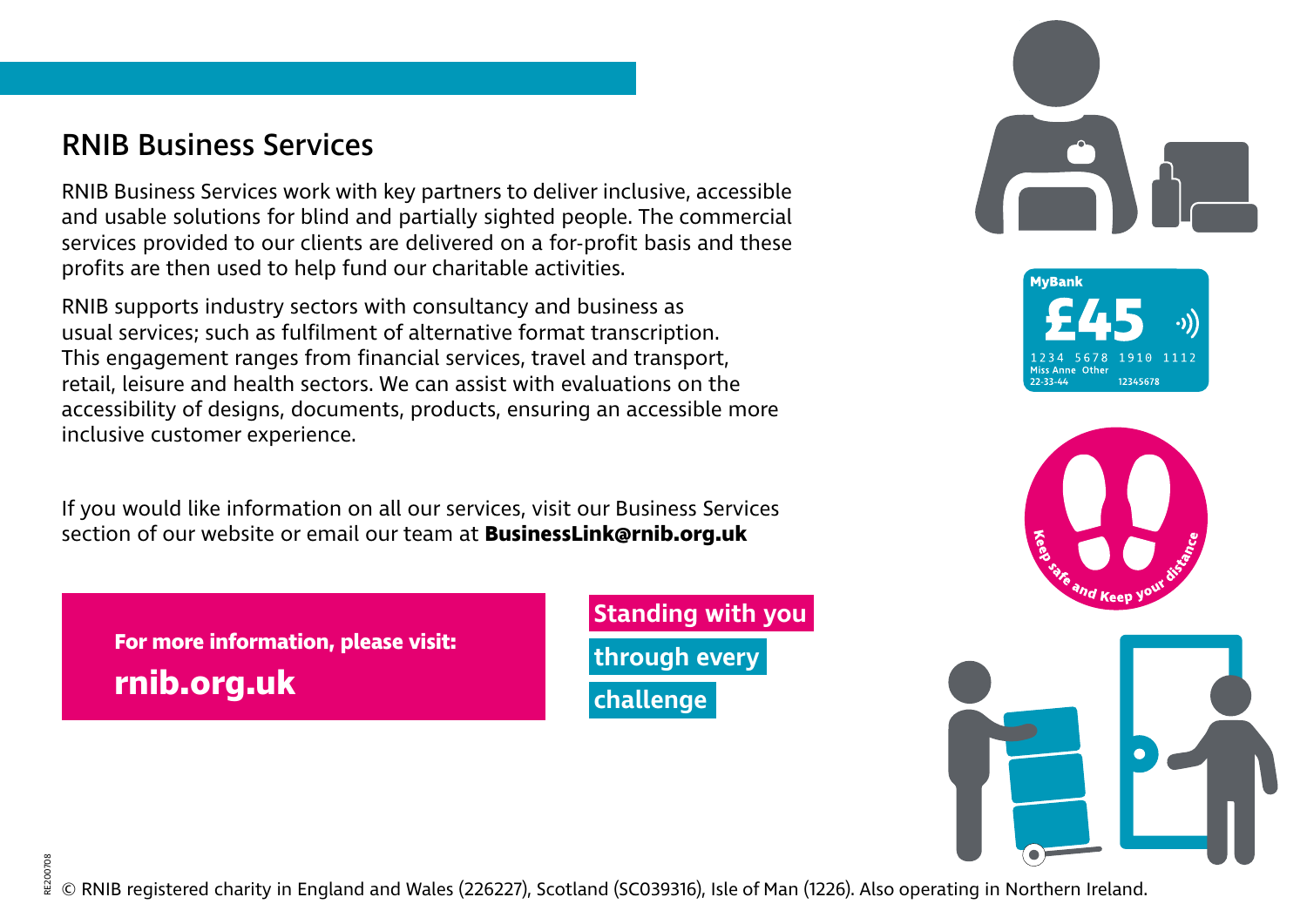## RNIB Business Services

RNIB Business Services work with key partners to deliver inclusive, accessible and usable solutions for blind and partially sighted people. The commercial services provided to our clients are delivered on a for-profit basis and these profits are then used to help fund our charitable activities.

RNIB supports industry sectors with consultancy and business as usual services; such as fulfilment of alternative format transcription. This engagement ranges from financial services, travel and transport, retail, leisure and health sectors. We can assist with evaluations on the accessibility of designs, documents, products, ensuring an accessible more inclusive customer experience.

If you would like information on all our services, visit our Business Services section of our website or email our team at **BusinessLink@rnib.org.uk**

**For more information, please visit:**
**rnib.org.uk**

**Standing with you through every challenge**

RE200708

© RNIB registered charity in England and Wales (226227), Scotland (SC039316), Isle of Man (1226). Also operating in Northern Ireland.